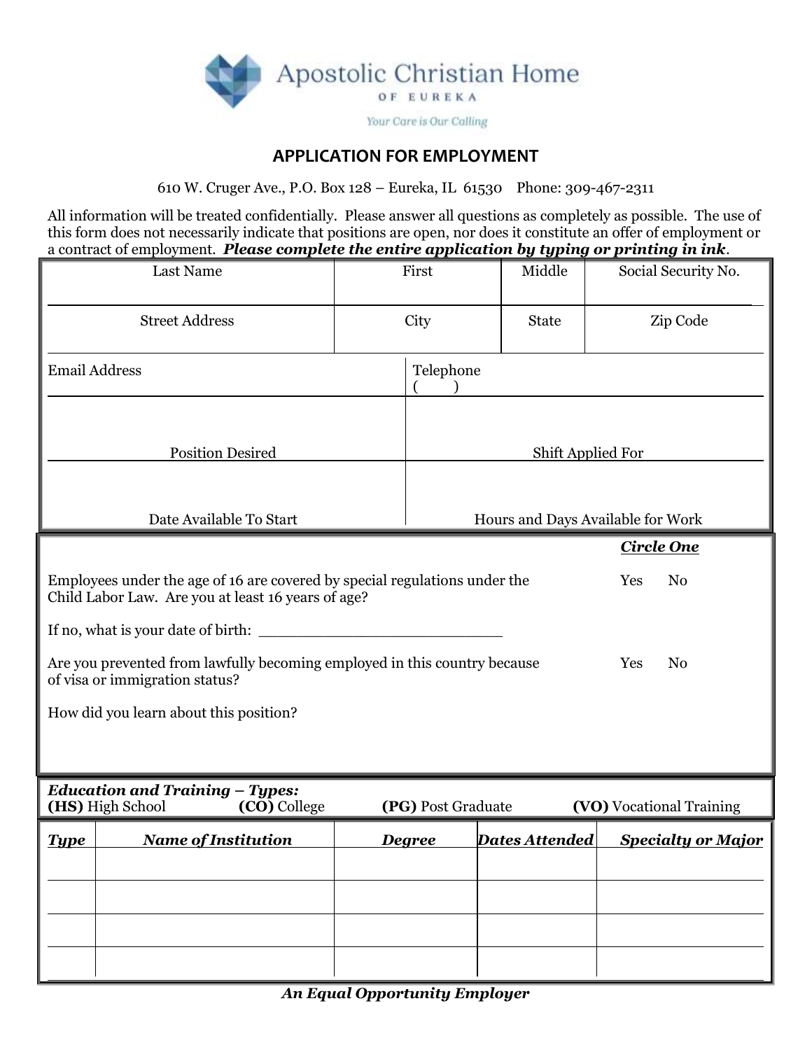# Apostolic Christian Home OF EUREKA

*Your Care is Our Calling*

## APPLICATION FOR EMPLOYMENT

610 W. Cruger Ave., P.O. Box 128 – Eureka, IL 61530 Phone: 309-467-2311

All information will be treated confidentially. Please answer all questions as completely as possible. The use of this form does not necessarily indicate that positions are open, nor does it constitute an offer of employment or a contract of employment. ***Please complete the entire application by typing or printing in ink***.

| Last Name | First | Middle | Social Security No. |
|---|---|---|---|
| | | | |
| **Street Address** | **City** | **State** | **Zip Code** |
| | | | |

| Email Address | Telephone ( ) |
|---|---|
| | |
| **Position Desired** | **Shift Applied For** |
| | |
| **Date Available To Start** | **Hours and Days Available for Work** |

***Circle One***

Employees under the age of 16 are covered by special regulations under the Child Labor Law. Are you at least 16 years of age? Yes No

If no, what is your date of birth: ___________________________

Are you prevented from lawfully becoming employed in this country because of visa or immigration status? Yes No

How did you learn about this position?

***Education and Training – Types:***
**(HS)** High School **(CO)** College **(PG)** Post Graduate **(VO)** Vocational Training

| ***Type*** | ***Name of Institution*** | ***Degree*** | ***Dates Attended*** | ***Specialty or Major*** |
|---|---|---|---|---|
| | | | | |
| | | | | |
| | | | | |
| | | | | |

***An Equal Opportunity Employer***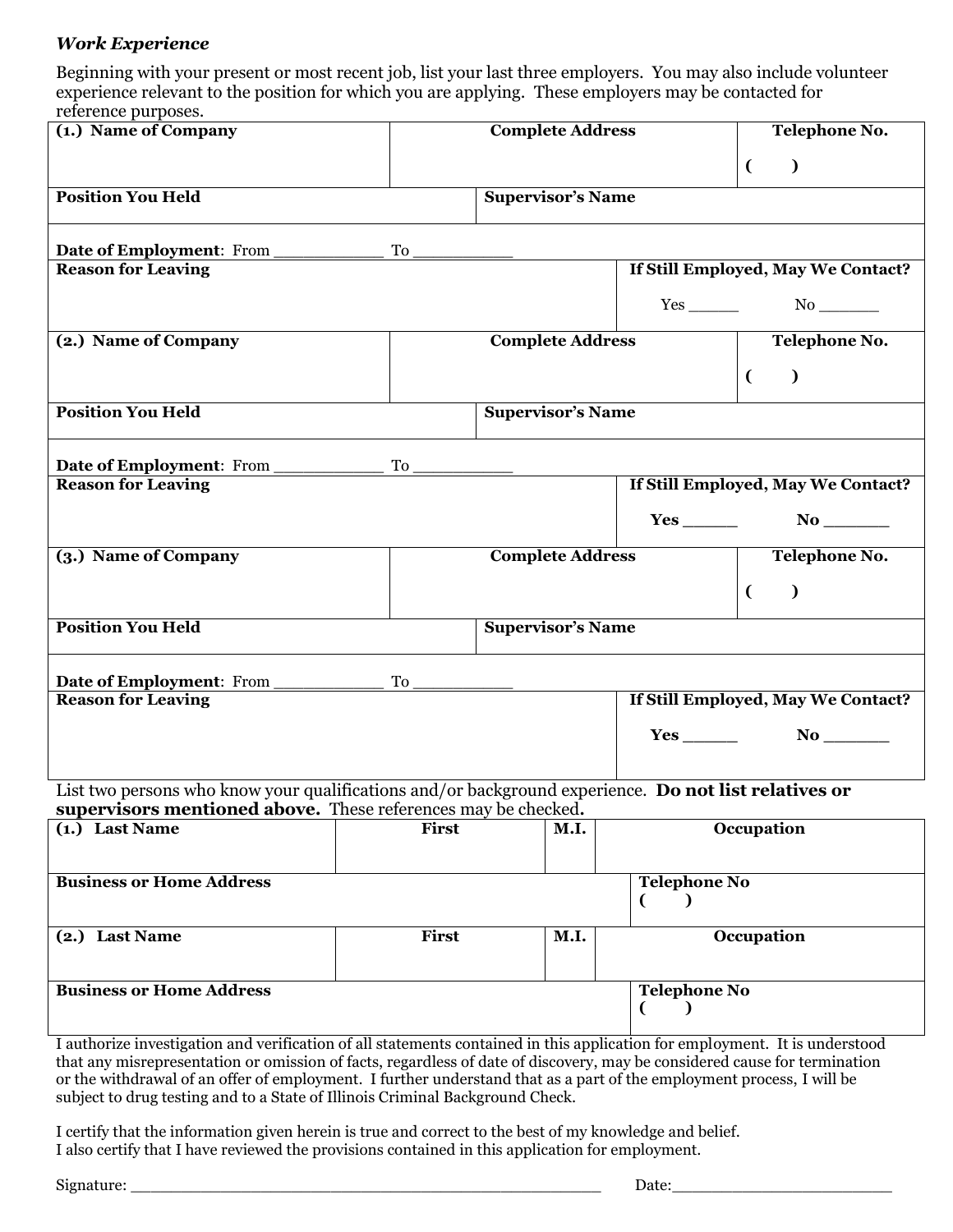***Work Experience***

Beginning with your present or most recent job, list your last three employers. You may also include volunteer experience relevant to the position for which you are applying. These employers may be contacted for reference purposes.

| **(1.) Name of Company** | **Complete Address** | **Telephone No.** ( ) |
|---|---|---|
| **Position You Held** | **Supervisor's Name** | |
| **Date of Employment**: From ___________ To __________ | | |
| **Reason for Leaving** | **If Still Employed, May We Contact?** Yes _____ No ______ | |
| **(2.) Name of Company** | **Complete Address** | **Telephone No.** ( ) |
| **Position You Held** | **Supervisor's Name** | |
| **Date of Employment**: From ___________ To __________ | | |
| **Reason for Leaving** | **If Still Employed, May We Contact?** **Yes** _____ **No** ______ | |
| **(3.) Name of Company** | **Complete Address** | **Telephone No.** ( ) |
| **Position You Held** | **Supervisor's Name** | |
| **Date of Employment**: From ___________ To __________ | | |
| **Reason for Leaving** | **If Still Employed, May We Contact?** **Yes** _____ **No** ______ | |

List two persons who know your qualifications and/or background experience. **Do not list relatives or supervisors mentioned above.** These references may be checked**.**

| **(1.) Last Name** | **First** | **M.I.** | **Occupation** |
|---|---|---|---|
| **Business or Home Address** | | | **Telephone No** ( ) |
| **(2.) Last Name** | **First** | **M.I.** | **Occupation** |
| **Business or Home Address** | | | **Telephone No** ( ) |

I authorize investigation and verification of all statements contained in this application for employment. It is understood that any misrepresentation or omission of facts, regardless of date of discovery, may be considered cause for termination or the withdrawal of an offer of employment. I further understand that as a part of the employment process, I will be subject to drug testing and to a State of Illinois Criminal Background Check.

I certify that the information given herein is true and correct to the best of my knowledge and belief.
I also certify that I have reviewed the provisions contained in this application for employment.

Signature: ___________________________________________________ Date:_______________________